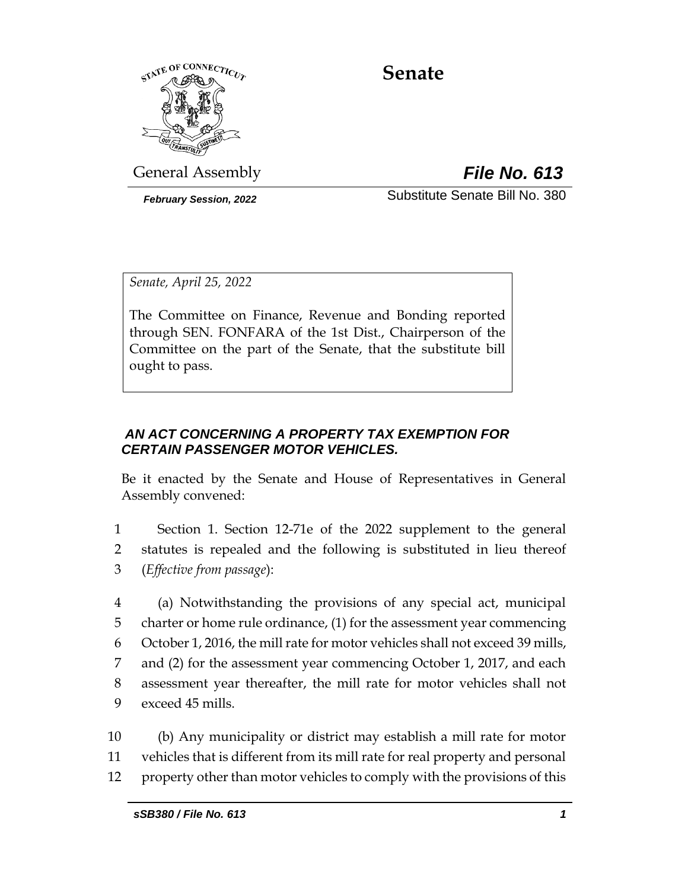# Senate

General Assembly **File No. 613**

*February Session, 2022* Substitute Senate Bill No. 380

*Senate, April 25, 2022*

The Committee on Finance, Revenue and Bonding reported through SEN. FONFARA of the 1st Dist., Chairperson of the Committee on the part of the Senate, that the substitute bill ought to pass.

***AN ACT CONCERNING A PROPERTY TAX EXEMPTION FOR CERTAIN PASSENGER MOTOR VEHICLES.***

Be it enacted by the Senate and House of Representatives in General Assembly convened:

1 Section 1. Section 12-71e of the 2022 supplement to the general
2 statutes is repealed and the following is substituted in lieu thereof
3 (*Effective from passage*):

4 (a) Notwithstanding the provisions of any special act, municipal
5 charter or home rule ordinance, (1) for the assessment year commencing
6 October 1, 2016, the mill rate for motor vehicles shall not exceed 39 mills,
7 and (2) for the assessment year commencing October 1, 2017, and each
8 assessment year thereafter, the mill rate for motor vehicles shall not
9 exceed 45 mills.

10 (b) Any municipality or district may establish a mill rate for motor
11 vehicles that is different from its mill rate for real property and personal
12 property other than motor vehicles to comply with the provisions of this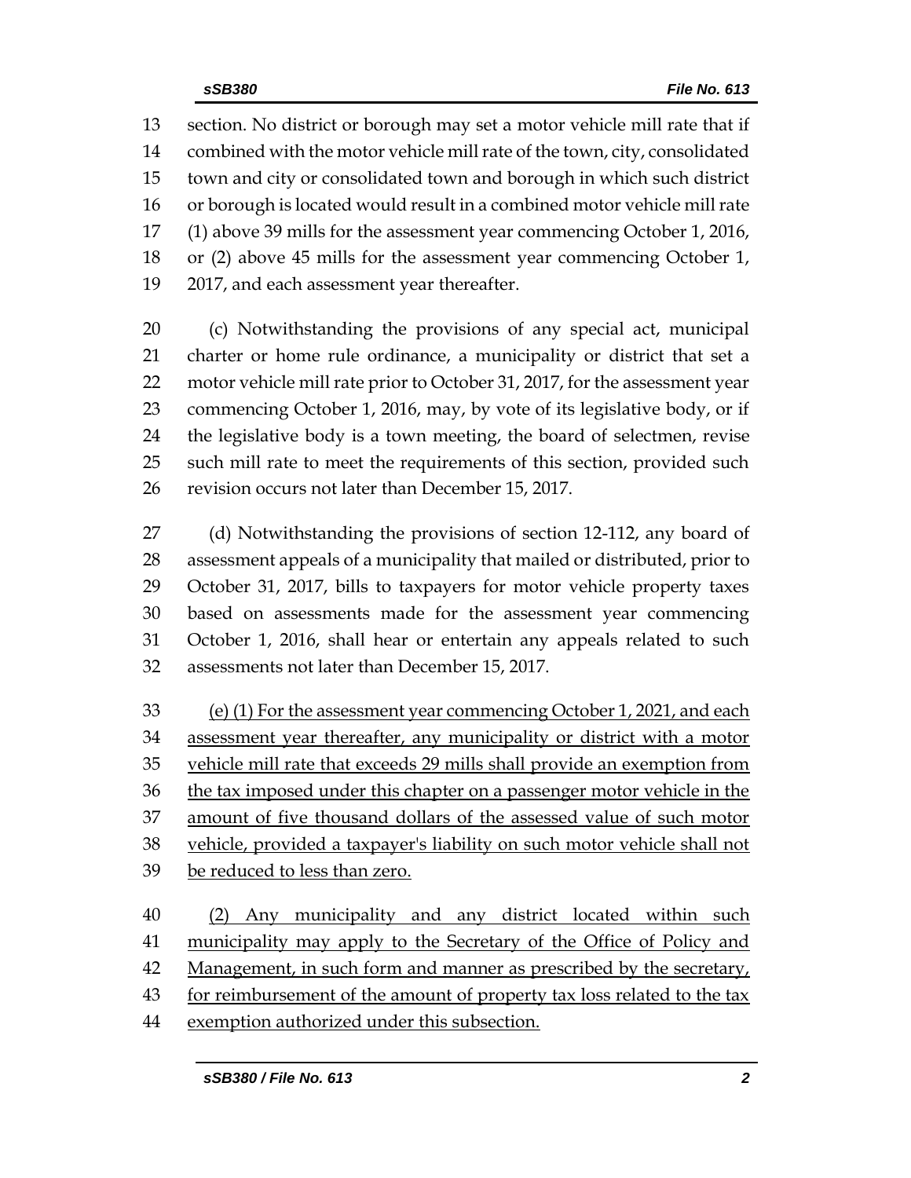section. No district or borough may set a motor vehicle mill rate that if combined with the motor vehicle mill rate of the town, city, consolidated town and city or consolidated town and borough in which such district or borough is located would result in a combined motor vehicle mill rate (1) above 39 mills for the assessment year commencing October 1, 2016, or (2) above 45 mills for the assessment year commencing October 1, 2017, and each assessment year thereafter.

(c) Notwithstanding the provisions of any special act, municipal charter or home rule ordinance, a municipality or district that set a motor vehicle mill rate prior to October 31, 2017, for the assessment year commencing October 1, 2016, may, by vote of its legislative body, or if the legislative body is a town meeting, the board of selectmen, revise such mill rate to meet the requirements of this section, provided such revision occurs not later than December 15, 2017.

(d) Notwithstanding the provisions of section 12-112, any board of assessment appeals of a municipality that mailed or distributed, prior to October 31, 2017, bills to taxpayers for motor vehicle property taxes based on assessments made for the assessment year commencing October 1, 2016, shall hear or entertain any appeals related to such assessments not later than December 15, 2017.

<u>(e) (1) For the assessment year commencing October 1, 2021, and each assessment year thereafter, any municipality or district with a motor vehicle mill rate that exceeds 29 mills shall provide an exemption from the tax imposed under this chapter on a passenger motor vehicle in the amount of five thousand dollars of the assessed value of such motor vehicle, provided a taxpayer's liability on such motor vehicle shall not be reduced to less than zero.</u>

<u>(2) Any municipality and any district located within such municipality may apply to the Secretary of the Office of Policy and Management, in such form and manner as prescribed by the secretary, for reimbursement of the amount of property tax loss related to the tax exemption authorized under this subsection.</u>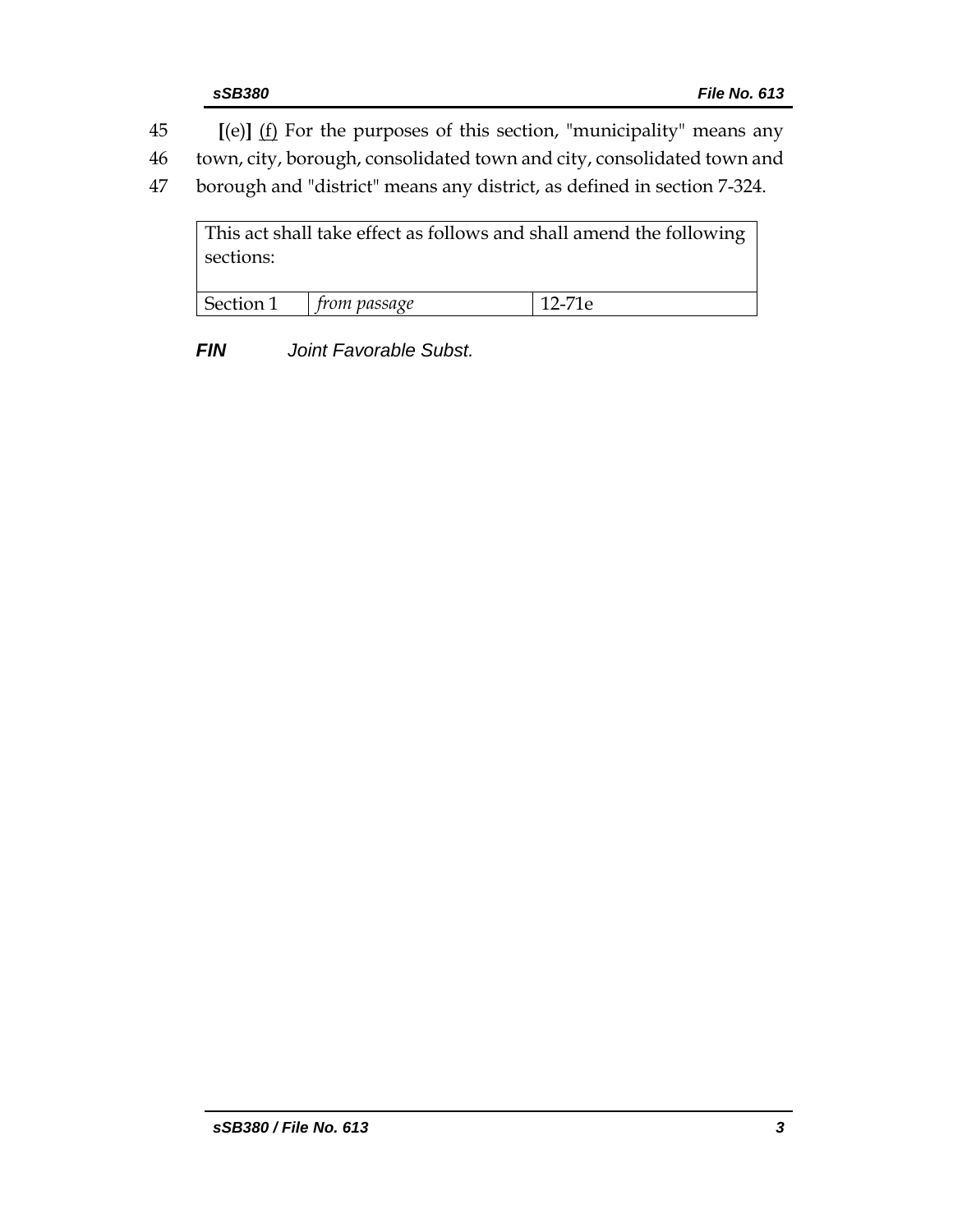45 **[**(e)**]** <u>(f)</u> For the purposes of this section, "municipality" means any
46 town, city, borough, consolidated town and city, consolidated town and
47 borough and "district" means any district, as defined in section 7-324.

| This act shall take effect as follows and shall amend the following sections: | | |
|---|---|---|
| Section 1 | *from passage* | 12-71e |

***FIN*** *Joint Favorable Subst.*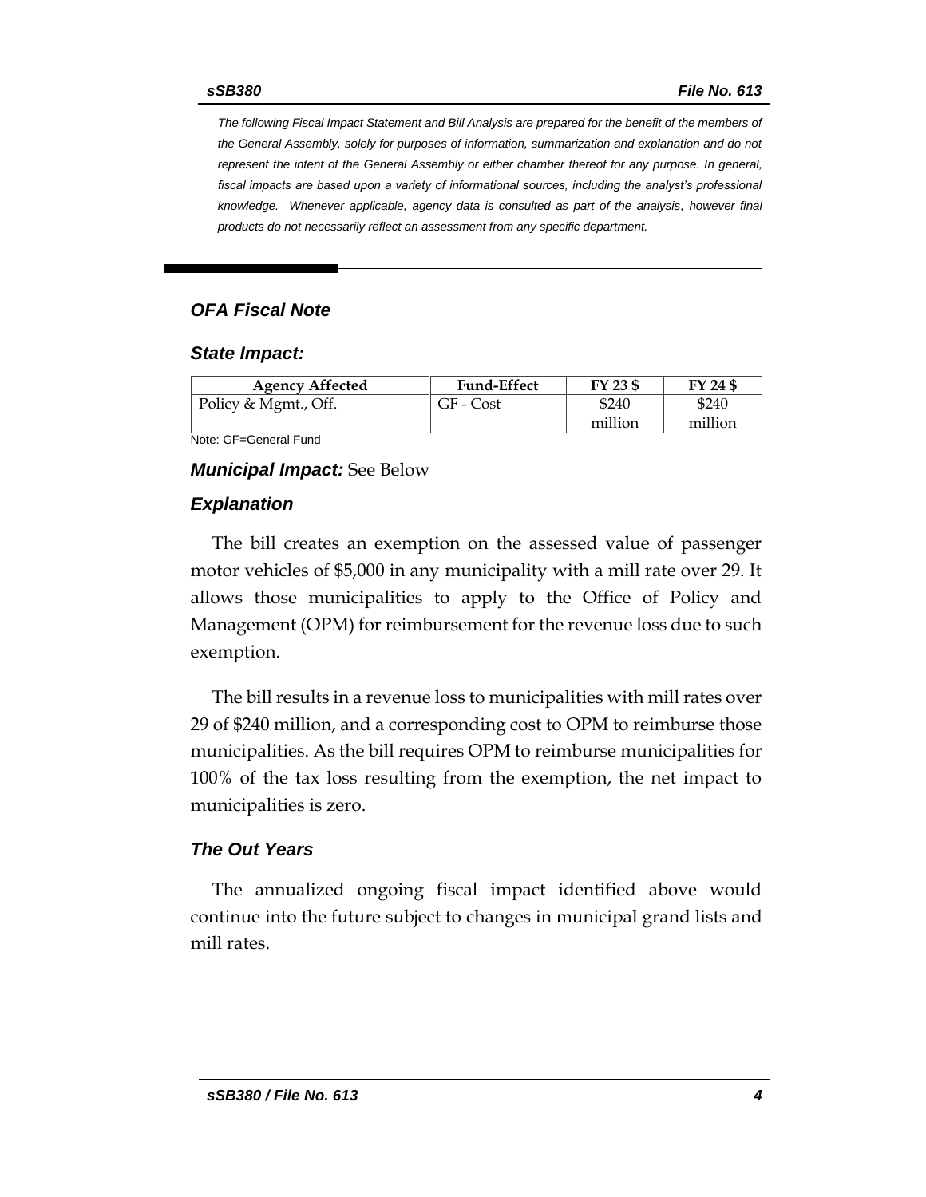*The following Fiscal Impact Statement and Bill Analysis are prepared for the benefit of the members of the General Assembly, solely for purposes of information, summarization and explanation and do not represent the intent of the General Assembly or either chamber thereof for any purpose. In general, fiscal impacts are based upon a variety of informational sources, including the analyst's professional knowledge. Whenever applicable, agency data is consulted as part of the analysis, however final products do not necessarily reflect an assessment from any specific department.*

## *OFA Fiscal Note*

### *State Impact:*

| Agency Affected | Fund-Effect | FY 23 $ | FY 24 $ |
|---|---|---|---|
| Policy & Mgmt., Off. | GF - Cost | $240 million | $240 million |

Note: GF=General Fund

***Municipal Impact:*** See Below

### *Explanation*

The bill creates an exemption on the assessed value of passenger motor vehicles of $5,000 in any municipality with a mill rate over 29. It allows those municipalities to apply to the Office of Policy and Management (OPM) for reimbursement for the revenue loss due to such exemption.

The bill results in a revenue loss to municipalities with mill rates over 29 of $240 million, and a corresponding cost to OPM to reimburse those municipalities. As the bill requires OPM to reimburse municipalities for 100% of the tax loss resulting from the exemption, the net impact to municipalities is zero.

### *The Out Years*

The annualized ongoing fiscal impact identified above would continue into the future subject to changes in municipal grand lists and mill rates.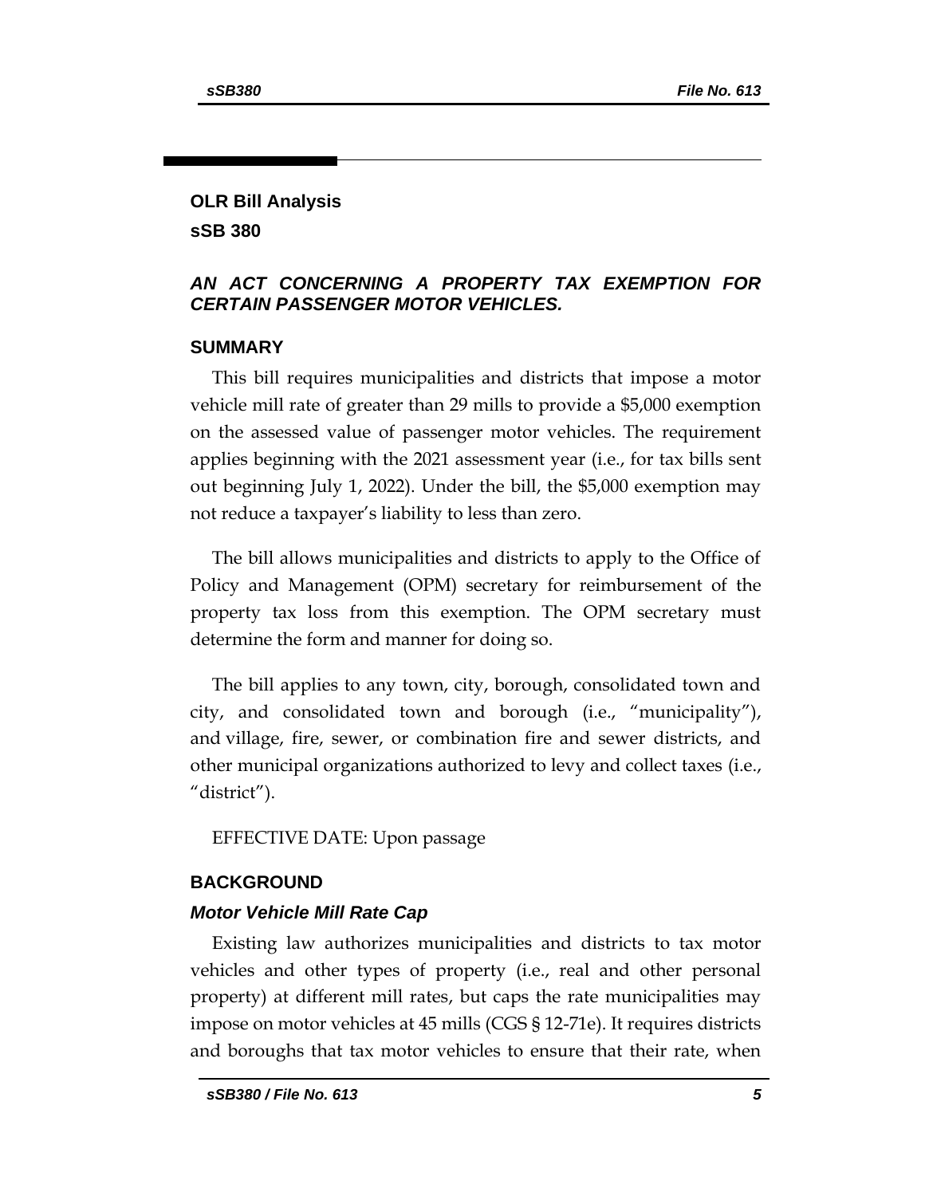## OLR Bill Analysis

## sSB 380

### *AN ACT CONCERNING A PROPERTY TAX EXEMPTION FOR CERTAIN PASSENGER MOTOR VEHICLES.*

### SUMMARY

This bill requires municipalities and districts that impose a motor vehicle mill rate of greater than 29 mills to provide a $5,000 exemption on the assessed value of passenger motor vehicles. The requirement applies beginning with the 2021 assessment year (i.e., for tax bills sent out beginning July 1, 2022). Under the bill, the $5,000 exemption may not reduce a taxpayer's liability to less than zero.

The bill allows municipalities and districts to apply to the Office of Policy and Management (OPM) secretary for reimbursement of the property tax loss from this exemption. The OPM secretary must determine the form and manner for doing so.

The bill applies to any town, city, borough, consolidated town and city, and consolidated town and borough (i.e., "municipality"), and village, fire, sewer, or combination fire and sewer districts, and other municipal organizations authorized to levy and collect taxes (i.e., "district").

EFFECTIVE DATE: Upon passage

### BACKGROUND

#### *Motor Vehicle Mill Rate Cap*

Existing law authorizes municipalities and districts to tax motor vehicles and other types of property (i.e., real and other personal property) at different mill rates, but caps the rate municipalities may impose on motor vehicles at 45 mills (CGS § 12-71e). It requires districts and boroughs that tax motor vehicles to ensure that their rate, when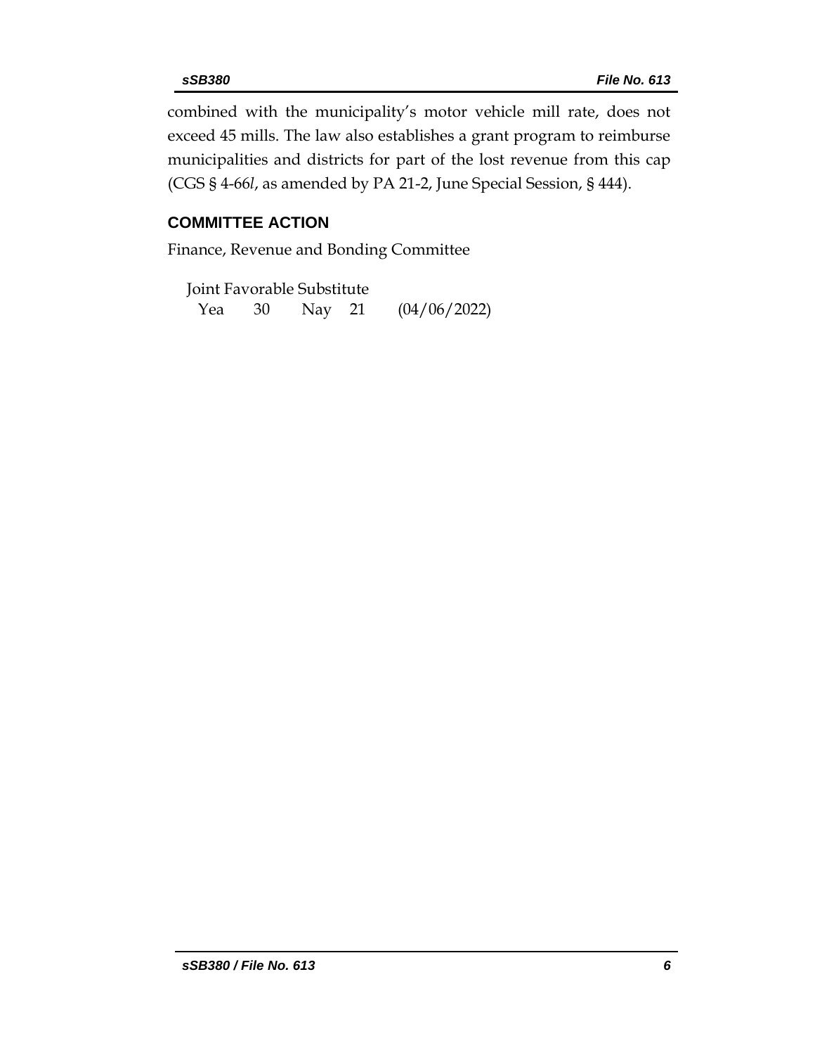combined with the municipality's motor vehicle mill rate, does not exceed 45 mills. The law also establishes a grant program to reimburse municipalities and districts for part of the lost revenue from this cap (CGS § 4-66*l*, as amended by PA 21-2, June Special Session, § 444).

## COMMITTEE ACTION

Finance, Revenue and Bonding Committee

Joint Favorable Substitute
Yea 30 Nay 21 (04/06/2022)